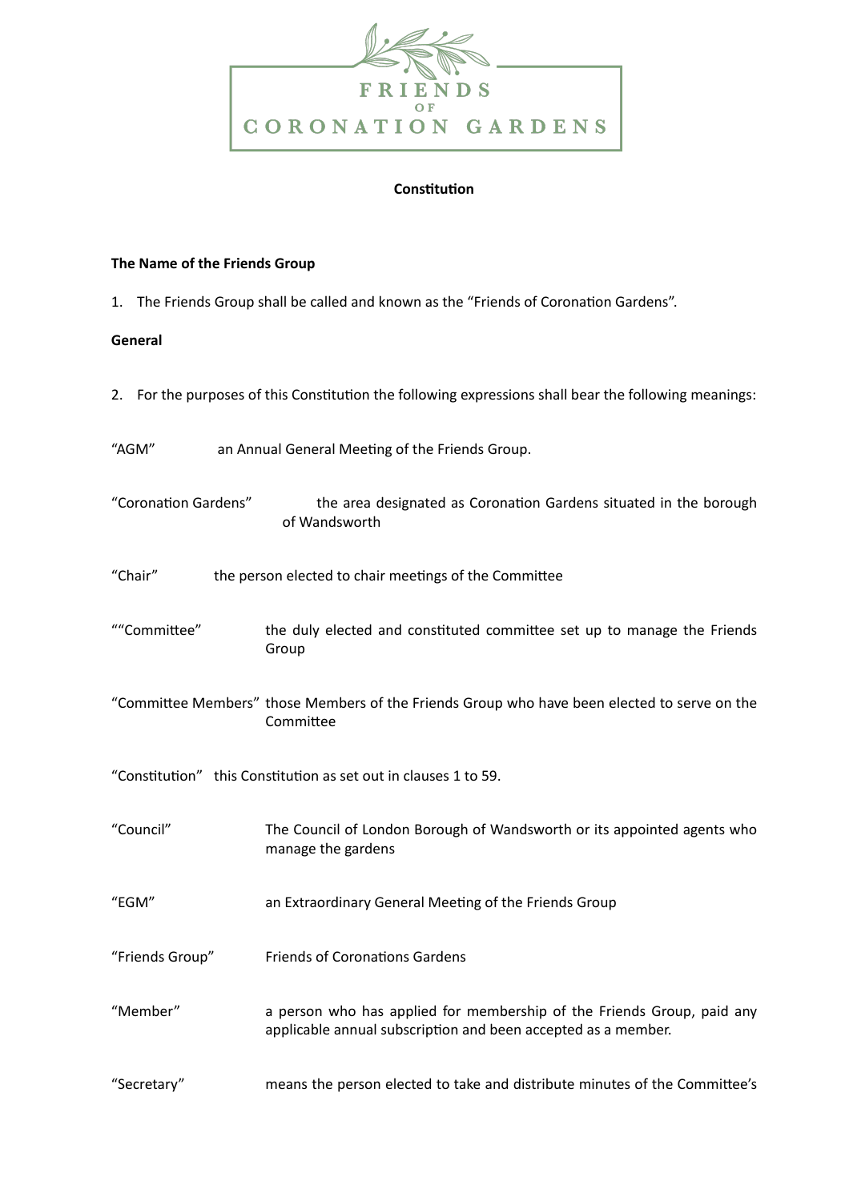FRIENDS OF CORONATION GARDENS

**Constitution**

**The Name of the Friends Group**

1. The Friends Group shall be called and known as the "Friends of Coronation Gardens".

**General**

2. For the purposes of this Constitution the following expressions shall bear the following meanings:

"AGM" an Annual General Meeting of the Friends Group.

"Coronation Gardens" the area designated as Coronation Gardens situated in the borough of Wandsworth

"Chair" the person elected to chair meetings of the Committee

""Committee" the duly elected and constituted committee set up to manage the Friends Group

"Committee Members" those Members of the Friends Group who have been elected to serve on the Committee

"Constitution" this Constitution as set out in clauses 1 to 59.

"Council" The Council of London Borough of Wandsworth or its appointed agents who manage the gardens

"EGM" an Extraordinary General Meeting of the Friends Group

"Friends Group" Friends of Coronations Gardens

"Member" a person who has applied for membership of the Friends Group, paid any applicable annual subscription and been accepted as a member.

"Secretary" means the person elected to take and distribute minutes of the Committee's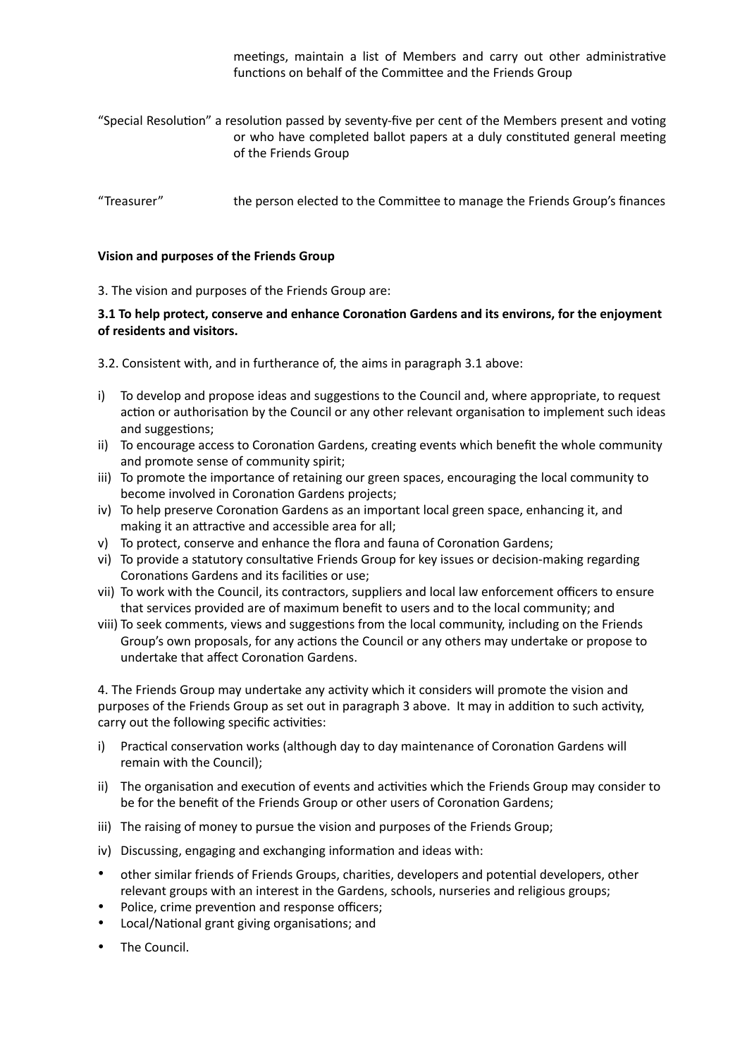meetings, maintain a list of Members and carry out other administrative functions on behalf of the Committee and the Friends Group

"Special Resolution" a resolution passed by seventy-five per cent of the Members present and voting or who have completed ballot papers at a duly constituted general meeting of the Friends Group

"Treasurer" the person elected to the Committee to manage the Friends Group's finances

**Vision and purposes of the Friends Group**

3. The vision and purposes of the Friends Group are:

**3.1 To help protect, conserve and enhance Coronation Gardens and its environs, for the enjoyment of residents and visitors.**

3.2. Consistent with, and in furtherance of, the aims in paragraph 3.1 above:

i) To develop and propose ideas and suggestions to the Council and, where appropriate, to request action or authorisation by the Council or any other relevant organisation to implement such ideas and suggestions;
ii) To encourage access to Coronation Gardens, creating events which benefit the whole community and promote sense of community spirit;
iii) To promote the importance of retaining our green spaces, encouraging the local community to become involved in Coronation Gardens projects;
iv) To help preserve Coronation Gardens as an important local green space, enhancing it, and making it an attractive and accessible area for all;
v) To protect, conserve and enhance the flora and fauna of Coronation Gardens;
vi) To provide a statutory consultative Friends Group for key issues or decision-making regarding Coronations Gardens and its facilities or use;
vii) To work with the Council, its contractors, suppliers and local law enforcement officers to ensure that services provided are of maximum benefit to users and to the local community; and
viii) To seek comments, views and suggestions from the local community, including on the Friends Group's own proposals, for any actions the Council or any others may undertake or propose to undertake that affect Coronation Gardens.

4. The Friends Group may undertake any activity which it considers will promote the vision and purposes of the Friends Group as set out in paragraph 3 above. It may in addition to such activity, carry out the following specific activities:

i) Practical conservation works (although day to day maintenance of Coronation Gardens will remain with the Council);
ii) The organisation and execution of events and activities which the Friends Group may consider to be for the benefit of the Friends Group or other users of Coronation Gardens;
iii) The raising of money to pursue the vision and purposes of the Friends Group;
iv) Discussing, engaging and exchanging information and ideas with:

- other similar friends of Friends Groups, charities, developers and potential developers, other relevant groups with an interest in the Gardens, schools, nurseries and religious groups;
- Police, crime prevention and response officers;
- Local/National grant giving organisations; and
- The Council.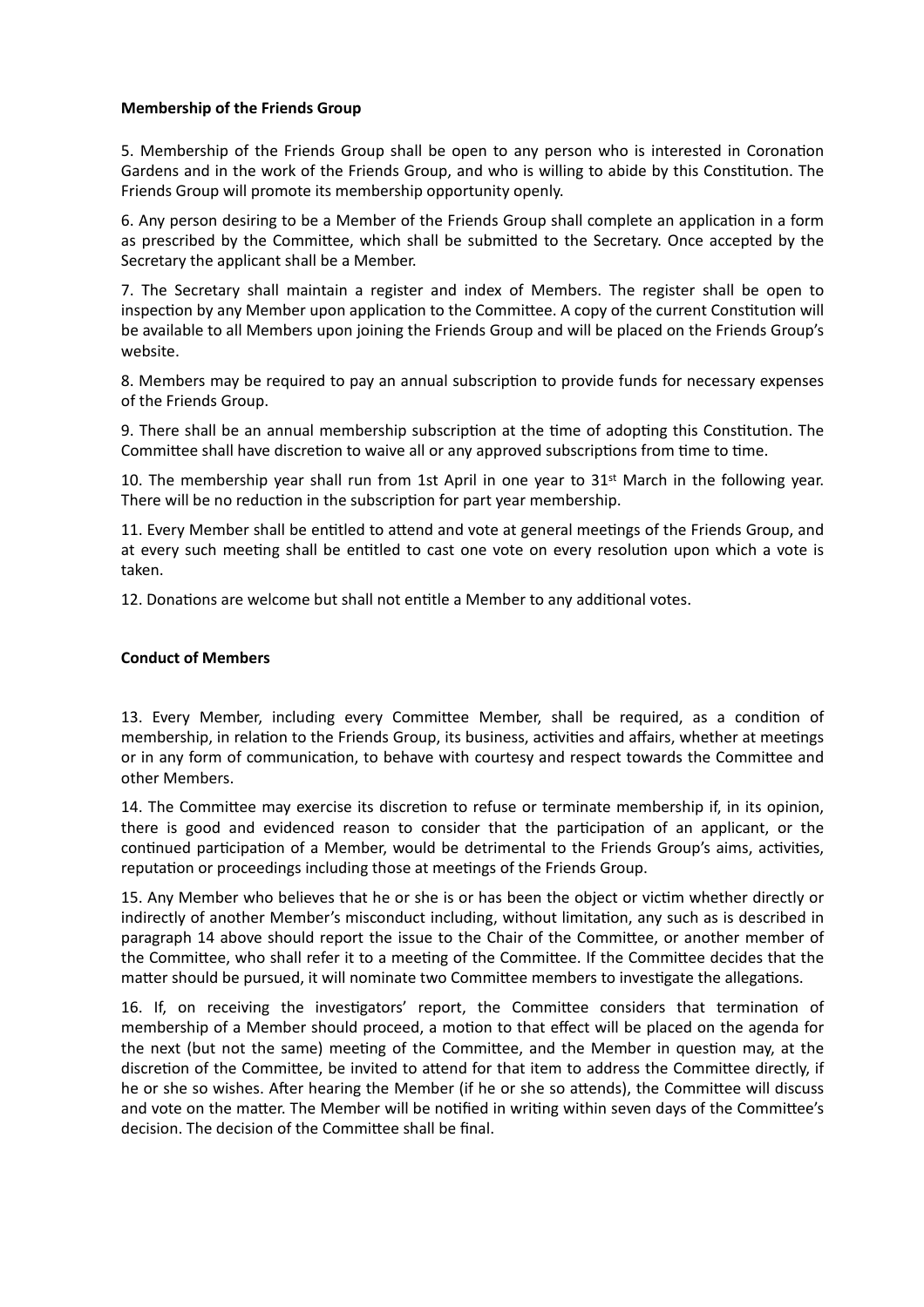**Membership of the Friends Group**

5. Membership of the Friends Group shall be open to any person who is interested in Coronation Gardens and in the work of the Friends Group, and who is willing to abide by this Constitution. The Friends Group will promote its membership opportunity openly.

6. Any person desiring to be a Member of the Friends Group shall complete an application in a form as prescribed by the Committee, which shall be submitted to the Secretary. Once accepted by the Secretary the applicant shall be a Member.

7. The Secretary shall maintain a register and index of Members. The register shall be open to inspection by any Member upon application to the Committee. A copy of the current Constitution will be available to all Members upon joining the Friends Group and will be placed on the Friends Group's website.

8. Members may be required to pay an annual subscription to provide funds for necessary expenses of the Friends Group.

9. There shall be an annual membership subscription at the time of adopting this Constitution. The Committee shall have discretion to waive all or any approved subscriptions from time to time.

10. The membership year shall run from 1st April in one year to 31st March in the following year. There will be no reduction in the subscription for part year membership.

11. Every Member shall be entitled to attend and vote at general meetings of the Friends Group, and at every such meeting shall be entitled to cast one vote on every resolution upon which a vote is taken.

12. Donations are welcome but shall not entitle a Member to any additional votes.

**Conduct of Members**

13. Every Member, including every Committee Member, shall be required, as a condition of membership, in relation to the Friends Group, its business, activities and affairs, whether at meetings or in any form of communication, to behave with courtesy and respect towards the Committee and other Members.

14. The Committee may exercise its discretion to refuse or terminate membership if, in its opinion, there is good and evidenced reason to consider that the participation of an applicant, or the continued participation of a Member, would be detrimental to the Friends Group's aims, activities, reputation or proceedings including those at meetings of the Friends Group.

15. Any Member who believes that he or she is or has been the object or victim whether directly or indirectly of another Member's misconduct including, without limitation, any such as is described in paragraph 14 above should report the issue to the Chair of the Committee, or another member of the Committee, who shall refer it to a meeting of the Committee. If the Committee decides that the matter should be pursued, it will nominate two Committee members to investigate the allegations.

16. If, on receiving the investigators' report, the Committee considers that termination of membership of a Member should proceed, a motion to that effect will be placed on the agenda for the next (but not the same) meeting of the Committee, and the Member in question may, at the discretion of the Committee, be invited to attend for that item to address the Committee directly, if he or she so wishes. After hearing the Member (if he or she so attends), the Committee will discuss and vote on the matter. The Member will be notified in writing within seven days of the Committee's decision. The decision of the Committee shall be final.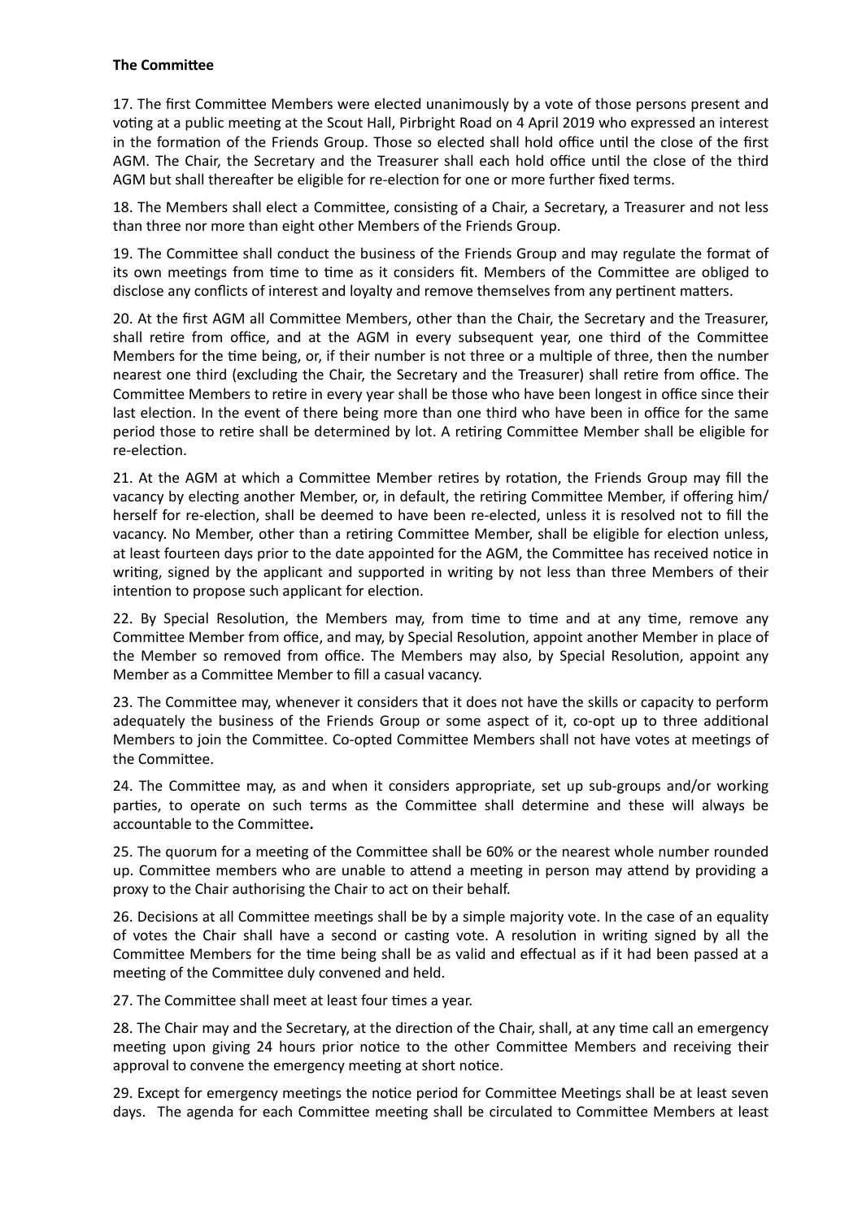**The Committee**

17. The first Committee Members were elected unanimously by a vote of those persons present and voting at a public meeting at the Scout Hall, Pirbright Road on 4 April 2019 who expressed an interest in the formation of the Friends Group. Those so elected shall hold office until the close of the first AGM. The Chair, the Secretary and the Treasurer shall each hold office until the close of the third AGM but shall thereafter be eligible for re-election for one or more further fixed terms.

18. The Members shall elect a Committee, consisting of a Chair, a Secretary, a Treasurer and not less than three nor more than eight other Members of the Friends Group.

19. The Committee shall conduct the business of the Friends Group and may regulate the format of its own meetings from time to time as it considers fit. Members of the Committee are obliged to disclose any conflicts of interest and loyalty and remove themselves from any pertinent matters.

20. At the first AGM all Committee Members, other than the Chair, the Secretary and the Treasurer, shall retire from office, and at the AGM in every subsequent year, one third of the Committee Members for the time being, or, if their number is not three or a multiple of three, then the number nearest one third (excluding the Chair, the Secretary and the Treasurer) shall retire from office. The Committee Members to retire in every year shall be those who have been longest in office since their last election. In the event of there being more than one third who have been in office for the same period those to retire shall be determined by lot. A retiring Committee Member shall be eligible for re-election.

21. At the AGM at which a Committee Member retires by rotation, the Friends Group may fill the vacancy by electing another Member, or, in default, the retiring Committee Member, if offering him/herself for re-election, shall be deemed to have been re-elected, unless it is resolved not to fill the vacancy. No Member, other than a retiring Committee Member, shall be eligible for election unless, at least fourteen days prior to the date appointed for the AGM, the Committee has received notice in writing, signed by the applicant and supported in writing by not less than three Members of their intention to propose such applicant for election.

22. By Special Resolution, the Members may, from time to time and at any time, remove any Committee Member from office, and may, by Special Resolution, appoint another Member in place of the Member so removed from office. The Members may also, by Special Resolution, appoint any Member as a Committee Member to fill a casual vacancy.

23. The Committee may, whenever it considers that it does not have the skills or capacity to perform adequately the business of the Friends Group or some aspect of it, co-opt up to three additional Members to join the Committee. Co-opted Committee Members shall not have votes at meetings of the Committee.

24. The Committee may, as and when it considers appropriate, set up sub-groups and/or working parties, to operate on such terms as the Committee shall determine and these will always be accountable to the Committee**.**

25. The quorum for a meeting of the Committee shall be 60% or the nearest whole number rounded up. Committee members who are unable to attend a meeting in person may attend by providing a proxy to the Chair authorising the Chair to act on their behalf.

26. Decisions at all Committee meetings shall be by a simple majority vote. In the case of an equality of votes the Chair shall have a second or casting vote. A resolution in writing signed by all the Committee Members for the time being shall be as valid and effectual as if it had been passed at a meeting of the Committee duly convened and held.

27. The Committee shall meet at least four times a year.

28. The Chair may and the Secretary, at the direction of the Chair, shall, at any time call an emergency meeting upon giving 24 hours prior notice to the other Committee Members and receiving their approval to convene the emergency meeting at short notice.

29. Except for emergency meetings the notice period for Committee Meetings shall be at least seven days. The agenda for each Committee meeting shall be circulated to Committee Members at least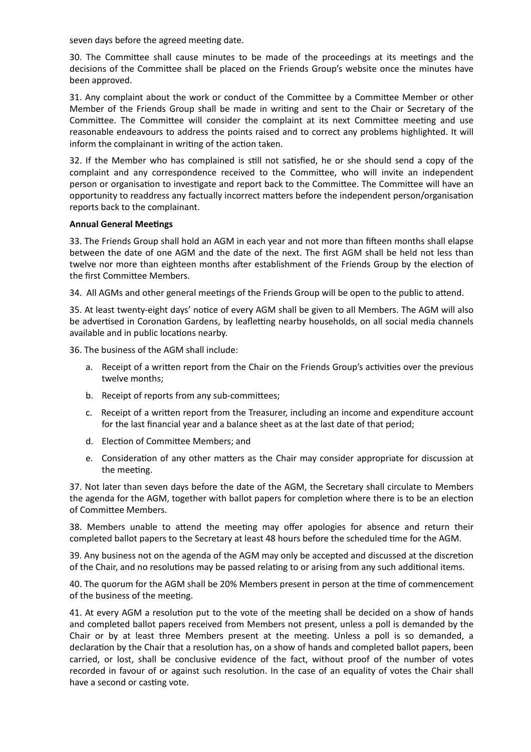seven days before the agreed meeting date.

30. The Committee shall cause minutes to be made of the proceedings at its meetings and the decisions of the Committee shall be placed on the Friends Group's website once the minutes have been approved.

31. Any complaint about the work or conduct of the Committee by a Committee Member or other Member of the Friends Group shall be made in writing and sent to the Chair or Secretary of the Committee. The Committee will consider the complaint at its next Committee meeting and use reasonable endeavours to address the points raised and to correct any problems highlighted. It will inform the complainant in writing of the action taken.

32. If the Member who has complained is still not satisfied, he or she should send a copy of the complaint and any correspondence received to the Committee, who will invite an independent person or organisation to investigate and report back to the Committee. The Committee will have an opportunity to readdress any factually incorrect matters before the independent person/organisation reports back to the complainant.

**Annual General Meetings**

33. The Friends Group shall hold an AGM in each year and not more than fifteen months shall elapse between the date of one AGM and the date of the next. The first AGM shall be held not less than twelve nor more than eighteen months after establishment of the Friends Group by the election of the first Committee Members.

34. All AGMs and other general meetings of the Friends Group will be open to the public to attend.

35. At least twenty-eight days' notice of every AGM shall be given to all Members. The AGM will also be advertised in Coronation Gardens, by leafletting nearby households, on all social media channels available and in public locations nearby.

36. The business of the AGM shall include:

a. Receipt of a written report from the Chair on the Friends Group's activities over the previous twelve months;

b. Receipt of reports from any sub-committees;

c. Receipt of a written report from the Treasurer, including an income and expenditure account for the last financial year and a balance sheet as at the last date of that period;

d. Election of Committee Members; and

e. Consideration of any other matters as the Chair may consider appropriate for discussion at the meeting.

37. Not later than seven days before the date of the AGM, the Secretary shall circulate to Members the agenda for the AGM, together with ballot papers for completion where there is to be an election of Committee Members.

38. Members unable to attend the meeting may offer apologies for absence and return their completed ballot papers to the Secretary at least 48 hours before the scheduled time for the AGM.

39. Any business not on the agenda of the AGM may only be accepted and discussed at the discretion of the Chair, and no resolutions may be passed relating to or arising from any such additional items.

40. The quorum for the AGM shall be 20% Members present in person at the time of commencement of the business of the meeting.

41. At every AGM a resolution put to the vote of the meeting shall be decided on a show of hands and completed ballot papers received from Members not present, unless a poll is demanded by the Chair or by at least three Members present at the meeting. Unless a poll is so demanded, a declaration by the Chair that a resolution has, on a show of hands and completed ballot papers, been carried, or lost, shall be conclusive evidence of the fact, without proof of the number of votes recorded in favour of or against such resolution. In the case of an equality of votes the Chair shall have a second or casting vote.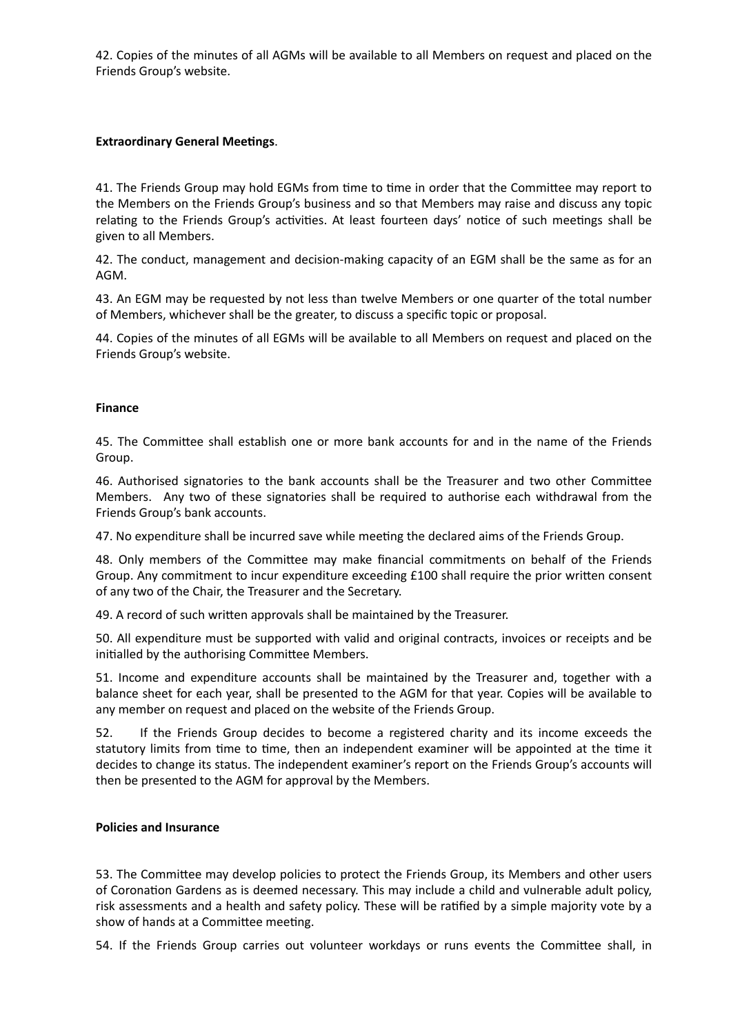42. Copies of the minutes of all AGMs will be available to all Members on request and placed on the Friends Group's website.

**Extraordinary General Meetings**.

41. The Friends Group may hold EGMs from time to time in order that the Committee may report to the Members on the Friends Group's business and so that Members may raise and discuss any topic relating to the Friends Group's activities. At least fourteen days' notice of such meetings shall be given to all Members.

42. The conduct, management and decision-making capacity of an EGM shall be the same as for an AGM.

43. An EGM may be requested by not less than twelve Members or one quarter of the total number of Members, whichever shall be the greater, to discuss a specific topic or proposal.

44. Copies of the minutes of all EGMs will be available to all Members on request and placed on the Friends Group's website.

**Finance**

45. The Committee shall establish one or more bank accounts for and in the name of the Friends Group.

46. Authorised signatories to the bank accounts shall be the Treasurer and two other Committee Members. Any two of these signatories shall be required to authorise each withdrawal from the Friends Group's bank accounts.

47. No expenditure shall be incurred save while meeting the declared aims of the Friends Group.

48. Only members of the Committee may make financial commitments on behalf of the Friends Group. Any commitment to incur expenditure exceeding £100 shall require the prior written consent of any two of the Chair, the Treasurer and the Secretary.

49. A record of such written approvals shall be maintained by the Treasurer.

50. All expenditure must be supported with valid and original contracts, invoices or receipts and be initialled by the authorising Committee Members.

51. Income and expenditure accounts shall be maintained by the Treasurer and, together with a balance sheet for each year, shall be presented to the AGM for that year. Copies will be available to any member on request and placed on the website of the Friends Group.

52. If the Friends Group decides to become a registered charity and its income exceeds the statutory limits from time to time, then an independent examiner will be appointed at the time it decides to change its status. The independent examiner's report on the Friends Group's accounts will then be presented to the AGM for approval by the Members.

**Policies and Insurance**

53. The Committee may develop policies to protect the Friends Group, its Members and other users of Coronation Gardens as is deemed necessary. This may include a child and vulnerable adult policy, risk assessments and a health and safety policy. These will be ratified by a simple majority vote by a show of hands at a Committee meeting.

54. If the Friends Group carries out volunteer workdays or runs events the Committee shall, in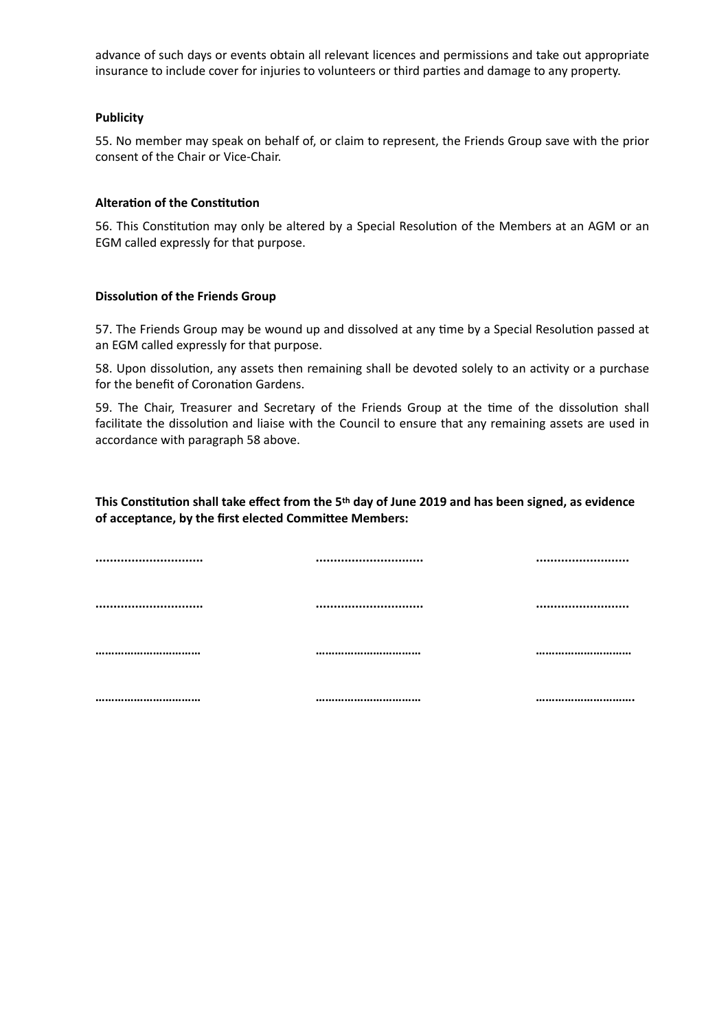advance of such days or events obtain all relevant licences and permissions and take out appropriate insurance to include cover for injuries to volunteers or third parties and damage to any property.

**Publicity**

55. No member may speak on behalf of, or claim to represent, the Friends Group save with the prior consent of the Chair or Vice-Chair.

**Alteration of the Constitution**

56. This Constitution may only be altered by a Special Resolution of the Members at an AGM or an EGM called expressly for that purpose.

**Dissolution of the Friends Group**

57. The Friends Group may be wound up and dissolved at any time by a Special Resolution passed at an EGM called expressly for that purpose.

58. Upon dissolution, any assets then remaining shall be devoted solely to an activity or a purchase for the benefit of Coronation Gardens.

59. The Chair, Treasurer and Secretary of the Friends Group at the time of the dissolution shall facilitate the dissolution and liaise with the Council to ensure that any remaining assets are used in accordance with paragraph 58 above.

**This Constitution shall take effect from the 5th day of June 2019 and has been signed, as evidence of acceptance, by the first elected Committee Members:**

| | | |
|---|---|---|
| ............................. | ............................. | .......................... |
| ............................. | ............................. | .......................... |
| …………………………. | …………………………. | ……………………….. |
| …………………………. | …………………………. | ……………………….. |